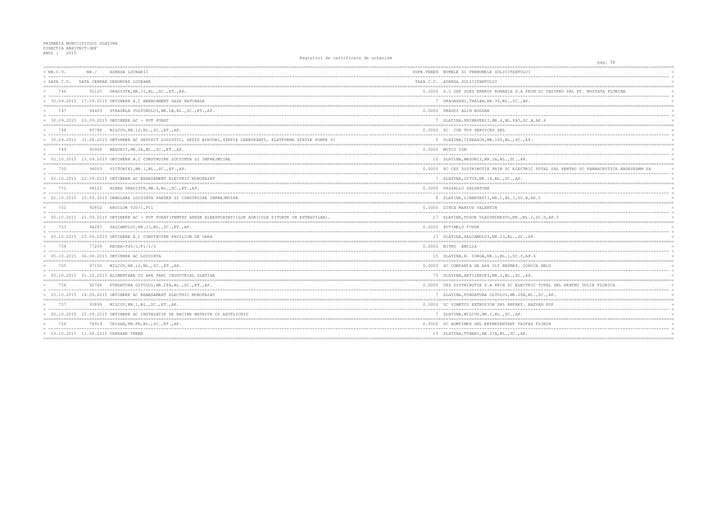PRIMARIA MUNICIPIULUI SLATINA
DIRECTIA ARHITECT-SEF
ANUL : 2015

Registrul de certificate de urbanism

| NR.C.U. | NR./ | ADRESA LUCRARII | SUPR.TEREN | NUMELE SI PRENUMELE SOLICITANTULUI |
|---|---|---|---|---|
| DATA C.U. | DATA CERERE | DENUMIRE LUCRARE | TAXA C.U. | ADRESA SOLICITANTULUI |
| 746 | 92120 | GRADISTE,NR.35,BL.,SC.,ET.,AP. | 0.0000 | S.C GDF SUEZ ENERGY ROMANIA S.A PRIN SC INSTPRO SRL PT. MUSTATA FLORINA |
| 30.09.2015 | 17.09.2015 | OBTINERE A.C BRANSAMENT GAZE NATURALE | 7 | DRAGASANI,TRAIAN,NR.30,BL.,SC.,AP. |
| 747 | 94409 | STRADELA VULTURULUI,NR.1B,BL.,SC.,ET.,AP. | 0.0000 | DRAGOI ALIN BOGDAN |
| 30.09.2015 | 23.09.2015 | OBTINERE AC - PUT FORAT | 7 | SLATINA,PRIMAVERII,NR.4,BL.FA5,SC.H,AP.6 |
| 748 | 85784 | MILCOV,NR.12,BL.,SC.,ET.,AP. | 0.0000 | SC COR TOP SERVICES SRL |
| 30.09.2015 | 31.08.2015 | OBTINERE AC DEPOZIT LOGISTIC, SEDIU BIROURI,STATIE CARBURANTI, PLATFORMA STATIE POMPE SI | 0 | SLATINA,CIREASOV,NR.100,BL.,SC.,AP. |
| 749 | 90908 | MAGURII,NR.2A,BL.,SC.,ET.,AP. | 0.0000 | MOTOI ION |
| 02.10.2015 | 15.09.2015 | OBTINERE A.C CONSTRUIRE LOCUINTA SI IMPREJMUIRE | 10 | SLATINA,MAGURII,NR.2A,BL.,SC.,AP. |
| 750 | 94003 | VICTORIEI,NR.1,BL.,SC.,ET.,AP. | 0.0000 | SC CEZ DISTRIBUTIE PRIN SC ELECTRIC TOTAL SRL PENTRU SC FARMACEUTICA ARGESFARM SA |
| 02.10.2015 | 22.09.2015 | OBTINERE AC BRANSAMENT ELECTRIC MONOFAZAT | 7 | SLATINA,OITUZ,NR.14,BL.,SC.,AP. |
| 751 | 94122 | ALEEA GRADISTE,NR.6,BL.,SC.,ET.,AP. | 0.0000 | VASSALLO SALVATORE |
| 02.10.2015 | 23.09.2015 | DEMOLARE LOCUINTA PARTER SI CONSTRUIRE IMPREJMUIRE | 8 | SLATINA,LIBERTATII,NR.1,BL.1,SC.B,AP.5 |
| 752 | 92852 | EROILOR T20/1,P11 | 0.0000 | DINCA MARIUS VALENTIN |
| 05.10.2015 | 21.09.2015 | OBTINERE AC - PUT FORAT(PENTRU ANEXE ALEEXPOATATIILOR AGRICOLE SITUATE IN EXTRAVILAN). | 17 | SLATINA,TUDOR VLADIMIRESCU,NR.,BL.2,SC.D,AP.5 |
| 753 | 94287 | SALCAMULUI,NR.23,BL.,SC.,ET.,AP. | 0.0000 | PUTINELU TUDOR |
| 05.10.2015 | 23.09.2015 | OBTINERE A.C CONSTRUIRE PAVILION DE VARA | 23 | SLATINA,SALCAMULUI,NR.23,BL.,SC.,AP. |
| 754 | 77259 | RECEA-T45/1;P1/1/3 | 0.0000 | MITRU EMILIA |
| 05.10.2015 | 06.08.2015 | OBTINERE AC LOCUINTA | 15 | SLATINA,N. IORGA,NR.1,BL.1,SC.C,AP.4 |
| 755 | 97150 | MILCOV,NR.12,BL.,SC.,ET.,AP. | 0.0000 | SC COMPANIA DE APA OLT REPREZ. IONICA NELU |
| 05.10.2015 | 01.10.2015 | ALIMENTARE CU APA PARC INDUSTRIAL SLATINA | 75 | SLATINA,ARTILERIEI,NR.2,BL.,SC.,AP. |
| 756 | 92768 | FUNDATURA OLTULUI,NR.28A,BL.,SC.,ET.,AP. | 0.0000 | CEZ DISTRIBUTIE S.A PRIN SC ELECTRIC TOTAL SRL PENTRU GULIE FLORICA |
| 05.10.2015 | 18.09.2015 | OBTINERE AC BRANSAMENT ELECTRIC MONOFAZAT | 7 | SLATINA,FUNDATURA OLTULUI,NR.28A,BL.,SC.,AP. |
| 757 | 93899 | MILCOV,NR.1,BL.,SC.,ET.,AP. | 0.0000 | SC VIMETCO EXTRUZION SRL REPREZ. RAZVAN POP |
| 05.10.2015 | 22.09.2015 | OBTINERE AC INSTALATIE DE RACIRE MATRITE CU AZOTLICHID | 7 | SLATINA,MILCOV,NR.1,BL.,SC.,AP. |
| 758 | 78919 | CRISAN,NR.FN,BL.,SC.,ET.,AP. | 0.0000 | SC ROMTIMEX SRL REPREZENTANT TAIFAS FLORIN |
| 13.10.2015 | 11.08.2015 | VANZARE TEREN | 15 | SLATINA,TUNARI,NR.37A,BL.,SC.,AP. |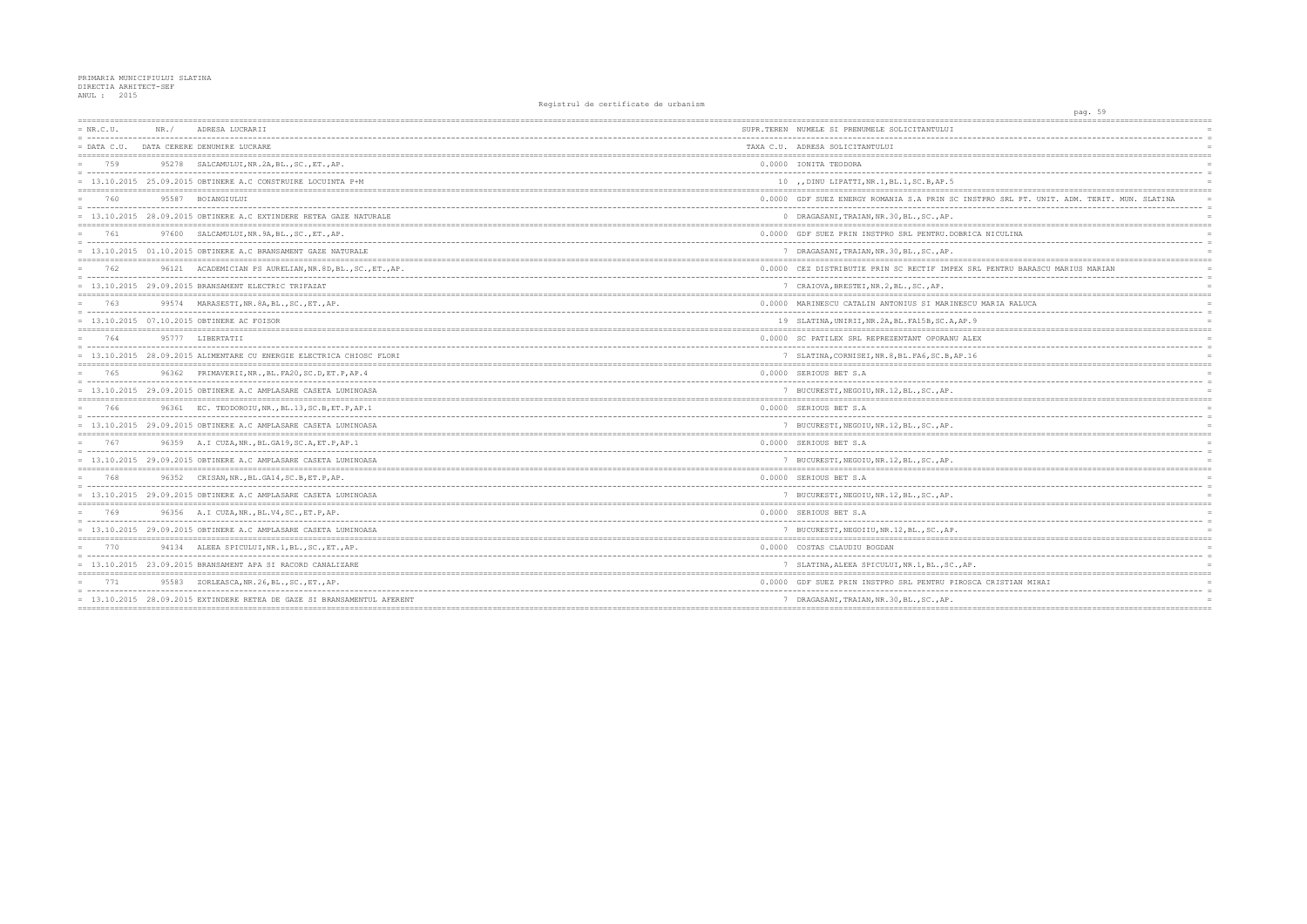PRIMARIA MUNICIPIULUI SLATINA
DIRECTIA ARHITECT-SEF
ANUL : 2015

Registrul de certificate de urbanism

| NR.C.U. / DATA C.U. | NR. / DATA CERERE | ADRESA LUCRARII / DENUMIRE LUCRARE | SUPR.TEREN / TAXA C.U. | NUMELE SI PRENUMELE SOLICITANTULUI / ADRESA SOLICITANTULUI |
|---|---|---|---|---|
| 759 | 95278 | SALCAMULUI,NR.2A,BL.,SC.,ET.,AP. | 0.0000 | IONITA TEODORA |
| 13.10.2015 | 25.09.2015 | OBTINERE A.C CONSTRUIRE LOCUINTA P+M | 10 | ,,DINU LIPATTI,NR.1,BL.1,SC.B,AP.5 |
| 760 | 95587 | BOIANGIULUI | 0.0000 | GDF SUEZ ENERGY ROMANIA S.A PRIN SC INSTPRO SRL PT. UNIT. ADM. TERIT. MUN. SLATINA |
| 13.10.2015 | 28.09.2015 | OBTINERE A.C EXTINDERE RETEA GAZE NATURALE | 0 | DRAGASANI,TRAIAN,NR.30,BL.,SC.,AP. |
| 761 | 97600 | SALCAMULUI,NR.9A,BL.,SC.,ET.,AP. | 0.0000 | GDF SUEZ PRIN INSTPRO SRL PENTRU.DOBRICA NICULINA |
| 13.10.2015 | 01.10.2015 | OBTINERE A.C BRANSAMENT GAZE NATURALE | 7 | DRAGASANI,TRAIAN,NR.30,BL.,SC.,AP. |
| 762 | 96121 | ACADEMICIAN PS AURELIAN,NR.8D,BL.,SC.,ET.,AP. | 0.0000 | CEZ DISTRIBUTIE PRIN SC RECTIF IMPEX SRL PENTRU BARASCU MARIUS MARIAN |
| 13.10.2015 | 29.09.2015 | BRANSAMENT ELECTRIC TRIFAZAT | 7 | CRAIOVA,BRESTEI,NR.2,BL.,SC.,AP. |
| 763 | 99574 | MARASESTI,NR.8A,BL.,SC.,ET.,AP. | 0.0000 | MARINESCU CATALIN ANTONIUS SI MARINESCU MARIA RALUCA |
| 13.10.2015 | 07.10.2015 | OBTINERE AC FOISOR | 19 | SLATINA,UNIRII,NR.2A,BL.FA15B,SC.A,AP.9 |
| 764 | 95777 | LIBERTATII | 0.0000 | SC PATILEX SRL REPREZENTANT OPORANU ALEX |
| 13.10.2015 | 28.09.2015 | ALIMENTARE CU ENERGIE ELECTRICA CHIOSC FLORI | 7 | SLATINA,CORNISEI,NR.8,BL.FA6,SC.B,AP.16 |
| 765 | 96362 | PRIMAVERII,NR.,BL.FA20,SC.D,ET.P,AP.4 | 0.0000 | SERIOUS BET S.A |
| 13.10.2015 | 29.09.2015 | OBTINERE A.C AMPLASARE CASETA LUMINOASA | 7 | BUCURESTI,NEGOIU,NR.12,BL.,SC.,AP. |
| 766 | 96361 | EC. TEODOROIU,NR.,BL.13,SC.B,ET.P,AP.1 | 0.0000 | SERIOUS BET S.A |
| 13.10.2015 | 29.09.2015 | OBTINERE A.C AMPLASARE CASETA LUMINOASA | 7 | BUCURESTI,NEGOIU,NR.12,BL.,SC.,AP. |
| 767 | 96359 | A.I CUZA,NR.,BL.GA19,SC.A,ET.P,AP.1 | 0.0000 | SERIOUS BET S.A |
| 13.10.2015 | 29.09.2015 | OBTINERE A.C AMPLASARE CASETA LUMINOASA | 7 | BUCURESTI,NEGOIU,NR.12,BL.,SC.,AP. |
| 768 | 96352 | CRISAN,NR.,BL.GA14,SC.B,ET.P,AP. | 0.0000 | SERIOUS BET S.A |
| 13.10.2015 | 29.09.2015 | OBTINERE A.C AMPLASARE CASETA LUMINOASA | 7 | BUCURESTI,NEGOIU,NR.12,BL.,SC.,AP. |
| 769 | 96356 | A.I CUZA,NR.,BL.V4,SC.,ET.P,AP. | 0.0000 | SERIOUS BET S.A |
| 13.10.2015 | 29.09.2015 | OBTINERE A.C AMPLASARE CASETA LUMINOASA | 7 | BUCURESTI,NEGOIIU,NR.12,BL.,SC.,AP. |
| 770 | 94134 | ALEEA SPICULUI,NR.1,BL.,SC.,ET.,AP. | 0.0000 | COSTAS CLAUDIU BOGDAN |
| 13.10.2015 | 23.09.2015 | BRANSAMENT APA SI RACORD CANALIZARE | 7 | SLATINA,ALEEA SPICULUI,NR.1,BL.,SC.,AP. |
| 771 | 95583 | ZORLEASCA,NR.26,BL.,SC.,ET.,AP. | 0.0000 | GDF SUEZ PRIN INSTPRO SRL PENTRU PIROSCA CRISTIAN MIHAI |
| 13.10.2015 | 28.09.2015 | EXTINDERE RETEA DE GAZE SI BRANSAMENTUL AFERENT | 7 | DRAGASANI,TRAIAN,NR.30,BL.,SC.,AP. |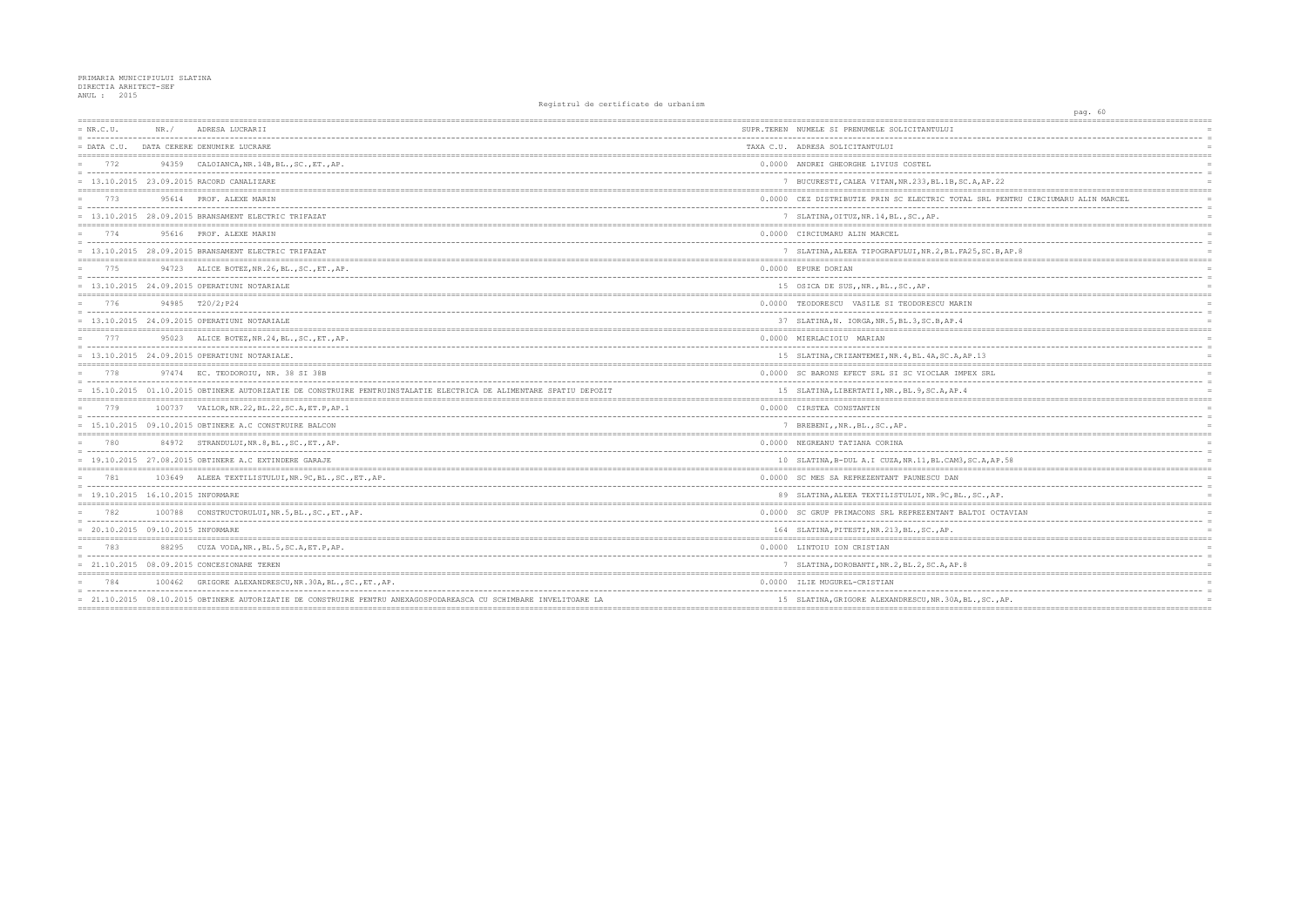PRIMARIA MUNICIPIULUI SLATINA
DIRECTIA ARHITECT-SEF
ANUL : 2015

Registrul de certificate de urbanism

| NR.C.U. / DATA C.U. | NR./ DATA CERERE | ADRESA LUCRARII / DENUMIRE LUCRARE | SUPR.TEREN / TAXA C.U. | NUMELE SI PRENUMELE SOLICITANTULUI / ADRESA SOLICITANTULUI |
|---|---|---|---|---|
| 772 | 94359 | CALOIANCA,NR.14B,BL.,SC.,ET.,AP. | 0.0000 | ANDREI GHEORGHE LIVIUS COSTEL |
| 13.10.2015 | 23.09.2015 | RACORD CANALIZARE | 7 | BUCURESTI,CALEA VITAN,NR.233,BL.18,SC.A,AP.22 |
| 773 | 95614 | PROF. ALEXE MARIN | 0.0000 | CEZ DISTRIBUTIE PRIN SC ELECTRIC TOTAL SRL PENTRU CIRCIUMARU ALIN MARCEL |
| 13.10.2015 | 28.09.2015 | BRANSAMENT ELECTRIC TRIFAZAT | 7 | SLATINA,OITUZ,NR.14,BL.,SC.,AP. |
| 774 | 95616 | PROF. ALEXE MARIN | 0.0000 | CIRCIUMARU ALIN MARCEL |
| 13.10.2015 | 28.09.2015 | BRANSAMENT ELECTRIC TRIFAZAT | 7 | SLATINA,ALEEA TIPOGRAFULUI,NR.2,BL.FA25,SC.B,AP.8 |
| 775 | 94723 | ALICE BOTEZ,NR.26,BL.,SC.,ET.,AP. | 0.0000 | EPURE DORIAN |
| 13.10.2015 | 24.09.2015 | OPERATIUNI NOTARIALE | 15 | OSICA DE SUS,,NR.,BL.,SC.,AP. |
| 776 | 94985 | T20/2;P24 | 0.0000 | TEODORESCU VASILE SI TEODORESCU MARIN |
| 13.10.2015 | 24.09.2015 | OPERATIUNI NOTARIALE | 37 | SLATINA,N. IORGA,NR.5,BL.3,SC.B,AP.4 |
| 777 | 95023 | ALICE BOTEZ,NR.24,BL.,SC.,ET.,AP. | 0.0000 | MIERLACIOIU MARIAN |
| 13.10.2015 | 24.09.2015 | OPERATIUNI NOTARIALE. | 15 | SLATINA,CRIZANTEMEI,NR.4,BL.4A,SC.A,AP.13 |
| 778 | 97474 | EC. TEODOROIU, NR. 38 SI 38B | 0.0000 | SC BARONS EFECT SRL SI SC VIOCLAR IMPEX SRL |
| 15.10.2015 | 01.10.2015 | OBTINERE AUTORIZATIE DE CONSTRUIRE PENTRUINSTALATIE ELECTRICA DE ALIMENTARE SPATIU DEPOZIT | 15 | SLATINA,LIBERTATII,NR.,BL.9,SC.A,AP.4 |
| 779 | 100737 | VAILOR,NR.22,BL.22,SC.A,ET.P,AP.1 | 0.0000 | CIRSTEA CONSTANTIN |
| 15.10.2015 | 09.10.2015 | OBTINERE A.C CONSTRUIRE BALCON | 7 | BREBENI,,NR.,BL.,SC.,AP. |
| 780 | 84972 | STRANDULUI,NR.8,BL.,SC.,ET.,AP. | 0.0000 | NEGREANU TATIANA CORINA |
| 19.10.2015 | 27.08.2015 | OBTINERE A.C EXTINDERE GARAJE | 10 | SLATINA,B-DUL A.I CUZA,NR.11,BL.CAM3,SC.A,AP.58 |
| 781 | 103649 | ALEEA TEXTILISTULUI,NR.9C,BL.,SC.,ET.,AP. | 0.0000 | SC MES SA REPREZENTANT PAUNESCU DAN |
| 19.10.2015 | 16.10.2015 | INFORMARE | 89 | SLATINA,ALEEA TEXTILISTULUI,NR.9C,BL.,SC.,AP. |
| 782 | 100788 | CONSTRUCTORULUI,NR.5,BL.,SC.,ET.,AP. | 0.0000 | SC GRUP PRIMACONS SRL REPREZENTANT BALTOI OCTAVIAN |
| 20.10.2015 | 09.10.2015 | INFORMARE | 164 | SLATINA,PITESTI,NR.213,BL.,SC.,AP. |
| 783 | 88295 | CUZA VODA,NR.,BL.5,SC.A,ET.P,AP. | 0.0000 | LINTOIU ION CRISTIAN |
| 21.10.2015 | 08.09.2015 | CONCESIONARE TEREN | 7 | SLATINA,DOROBANTI,NR.2,BL.2,SC.A,AP.8 |
| 784 | 100462 | GRIGORE ALEXANDRESCU,NR.30A,BL.,SC.,ET.,AP. | 0.0000 | ILIE MUGUREL-CRISTIAN |
| 21.10.2015 | 08.10.2015 | OBTINERE AUTORIZATIE DE CONSTRUIRE PENTRU ANEXAGOSPODAREASCA CU SCHIMBARE INVELITOARE LA | 15 | SLATINA,GRIGORE ALEXANDRESCU,NR.30A,BL.,SC.,AP. |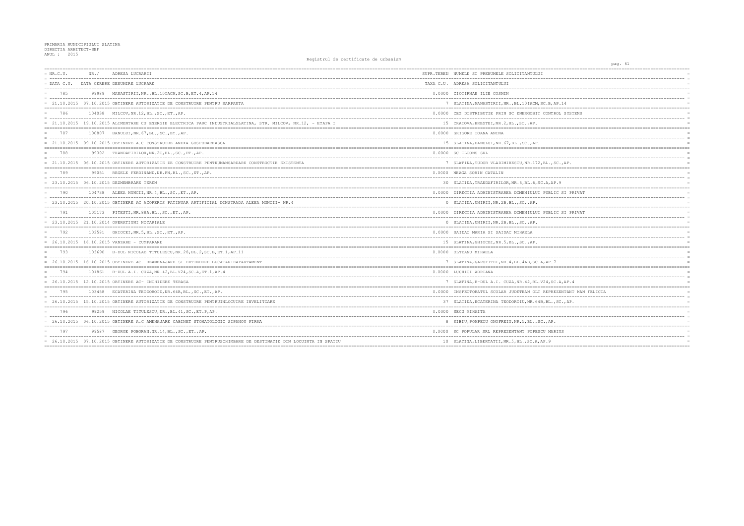PRIMARIA MUNICIPIULUI SLATINA
DIRECTIA ARHITECT-SEF
ANUL : 2015

Registrul de certificate de urbanism

| NR.C.U. / DATA C.U. | NR./ DATA CERERE | ADRESA LUCRARII / DENUMIRE LUCRARE | SUPR.TEREN / TAXA C.U. | NUMELE SI PRENUMELE SOLICITANTULUI / ADRESA SOLICITANTULUI |
|---|---|---|---|---|
| 785 | 99989 | MANASTIRII,NR.,BL.10IACM,SC.B,ET.4,AP.14 | 0.0000 | CIOTIRNAE ILIE COSMIN |
| 21.10.2015 | 07.10.2015 | OBTINERE AUTORIZATIE DE CONSTRUIRE PENTRU SARPANTA | 7 | SLATINA,MANASTIRII,NR.,BL.10IACM,SC.B,AP.14 |
| 786 | 104038 | MILCOV,NR.12,BL.,SC.,ET.,AP. | 0.0000 | CEZ DISTRIBUTIE PRIN SC ENERGOBIT CONTROL SYSTEMS |
| 21.10.2015 | 19.10.2015 | ALIMENTARE CU ENERGIE ELECTRICA PARC INDUSTRIALSLATINA, STR. MILCOV, NR.12, - ETAPA I | 15 | CRAIOVA,BRESTEI,NR.2,BL.,SC.,AP. |
| 787 | 100807 | BANULUI,NR.67,BL.,SC.,ET.,AP. | 0.0000 | GRIGORE IOANA ANINA |
| 21.10.2015 | 09.10.2015 | OBTINERE A.C CONSTRUIRE ANEXA GOSPODAREASCA | 15 | SLATINA,BANULUI,NR.67,BL.,SC.,AP. |
| 788 | 99302 | TRANDAFIRILOR,NR.2C,BL.,SC.,ET.,AP. | 0.0000 | SC ILCONS SRL |
| 21.10.2015 | 06.10.2015 | OBTINERE AUTORIZATIE DE CONSTRUIRE PENTRUMANSARDARE CONSTRUCTIE EXISTENTA | 7 | SLATINA,TUDOR VLADIMIRESCU,NR.172,BL.,SC.,AP. |
| 789 | 99051 | REGELE FERDINAND,NR.FN,BL.,SC.,ET.,AP. | 0.0000 | NEAGA SORIN CATALIN |
| 23.10.2015 | 06.10.2015 | DEZMEMBRARE TEREN | 30 | SLATINA,TRANDAFIRILOR,NR.6,BL.6,SC.A,AP.9 |
| 790 | 104738 | ALEEA MUNCII,NR.4,BL.,SC.,ET.,AP. | 0.0000 | DIRECTIA ADMINISTRAREA DOMENIULUI PUBLIC SI PRIVAT |
| 23.10.2015 | 20.10.2015 | OBTINERE AC ACOPERIS PATINUAR ARTIFICIAL DINSTRADA ALEEA MUNCII- NR.4 | 0 | SLATINA,UNIRII,NR.2B,BL.,SC.,AP. |
| 791 | 105173 | PITESTI,NR.88A,BL.,SC.,ET.,AP. | 0.0000 | DIRECTIA ADMINISTRAREA DOMENIULUI PUBLIC SI PRIVAT |
| 23.10.2015 | 21.10.2014 | OPERATIUNI NOTARIALE | 0 | SLATINA,UNIRII,NR.2B,BL.,SC.,AP. |
| 792 | 103581 | GHIOCEI,NR.5,BL.,SC.,ET.,AP. | 0.0000 | SAIDAC MARIA SI SAIDAC MIHAELA |
| 26.10.2015 | 16.10.2015 | VANZARE - CUMPARARE | 15 | SLATINA,GHIOCEI,NR.5,BL.,SC.,AP. |
| 793 | 103690 | B-DUL NICOLAE TITULESCU,NR.28,BL.2,SC.B,ET.1,AP.11 | 0.0000 | OLTEANU MIHAELA |
| 26.10.2015 | 16.10.2015 | OBTINERE AC- REAMENAJARE SI EXTINDERE BUCATARIEAPARTAMENT | 7 | SLATINA,GAROFITEI,NR.4,BL.4AB,SC.A,AP.7 |
| 794 | 101861 | B-DUL A.I. CUZA,NR.42,BL.V24,SC.A,ET.1,AP.4 | 0.0000 | LUCHICI ADRIANA |
| 26.10.2015 | 12.10.2015 | OBTINERE AC- INCHIDERE TERASA | 7 | SLATINA,B-DUL A.I. CUZA,NR.42,BL.V24,SC.A,AP.4 |
| 795 | 103458 | ECATERINA TEODOROIU,NR.64B,BL.,SC.,ET.,AP. | 0.0000 | INSPECTORATUL SCOLAR JUDETEAN OLT REPREZENTANT MAN FELICIA |
| 26.10.2015 | 15.10.2015 | OBTINERE AUTORIZATIE DE CONSTRUIRE PENTRUINLOCUIRE INVELITOARE | 37 | SLATINA,ECATERINA TEODOROIU,NR.64B,BL.,SC.,AP. |
| 796 | 99259 | NICOLAE TITULESCU,NR.,BL.41,SC.,ET.P,AP. | 0.0000 | SECU MIHAITA |
| 26.10.2015 | 06.10.2015 | OBTINERE A.C AMENAJARE CABINET STOMATOLOGIC SIPANOU FIRMA | 8 | SIBIU,POMPEIU ONOFREIU,NR.5,BL.,SC.,AP. |
| 797 | 99587 | GEORGE POBORAN,NR.14,BL.,SC.,ET.,AP. | 0.0000 | SC POPULAR SRL REPREZENTANT POPESCU MARIUS |
| 26.10.2015 | 07.10.2015 | OBTINERE AUTORIZATIE DE CONSTRUIRE PENTRUSCHIMBARE DE DESTINATIE DIN LOCUINTA IN SPATIU | 10 | SLATINA,LIBERTATII,NR.5,BL.,SC.A,AP.9 |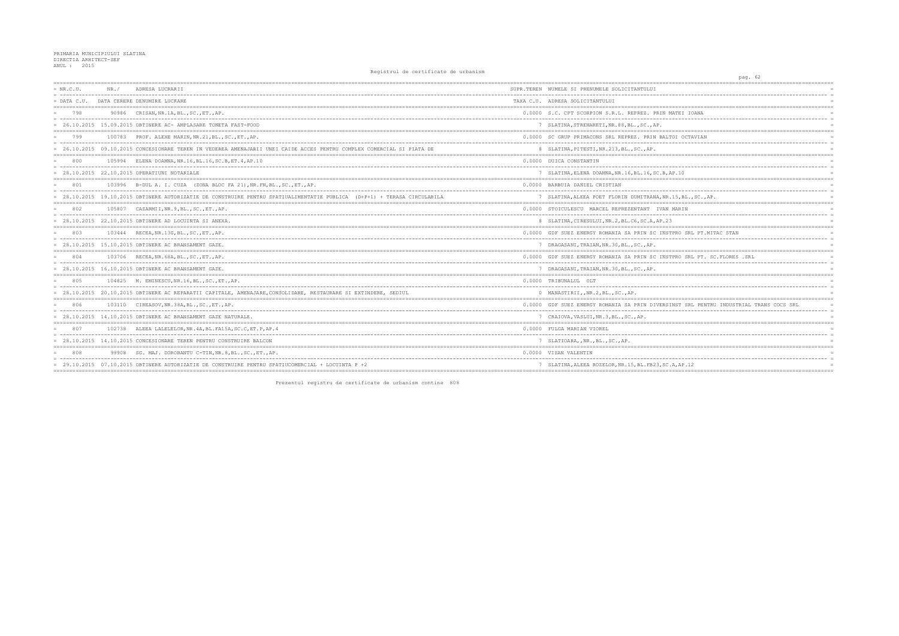PRIMARIA MUNICIPIULUI SLATINA
DIRECTIA ARHITECT-SEF
ANUL : 2015

Registrul de certificate de urbanism

| NR.C.U. / DATA C.U. | NR. / DATA CERERE | ADRESA LUCRARII / DENUMIRE LUCRARE | SUPR.TEREN / TAXA C.U. | NUMELE SI PRENUMELE SOLICITANTULUI / ADRESA SOLICITANTULUI |
|---|---|---|---|---|
| 798 | 90986 | CRISAN,NR.1A,BL.,SC.,ET.,AP. | 0.0000 | S.C. CPT SCORPION S.R.L. REPREZ. PRIN MATEI IOANA |
| 26.10.2015 | 15.09.2015 | OBTINERE AC- AMPLASARE TONETA FAST-FOOD | 7 | SLATINA,STREHARETI,NR.88,BL.,SC.,AP. |
| 799 | 100783 | PROF. ALEXE MARIN,NR.21,BL.,SC.,ET.,AP. | 0.0000 | SC GRUP PRIMACONS SRL REPREZ. PRIN BALTOI OCTAVIAN |
| 26.10.2015 | 09.10.2015 | CONCESIONARE TEREN IN VEDEREA AMENAJARII UNEI CAIDE ACCES PENTRU COMPLEX COMERCIAL SI PIATA DE | 8 | SLATINA,PITESTI,NR.213,BL.,SC.,AP. |
| 800 | 105994 | ELENA DOAMNA,NR.16,BL.16,SC.B,ET.4,AP.10 | 0.0000 | DUICA CONSTANTIN |
| 28.10.2015 | 22.10.2015 | OPERATIUNI NOTARIALE | 7 | SLATINA,ELENA DOAMNA,NR.16,BL.16,SC.B,AP.10 |
| 801 | 103996 | B-DUL A. I. CUZA (ZONA BLOC FA 21),NR.FN,BL.,SC.,ET.,AP. | 0.0000 | BARBUIA DANIEL CRISTIAN |
| 28.10.2015 | 19.10.2015 | OBTINERE AUTORIZATIE DE CONSTRUIRE PENTRU SPATIUALIMENTATIE PUBLICA (D+P+1) + TERASA CIRCULABILA | 7 | SLATINA,ALEEA POET FLORIN DUMITRANA,NR.15,BL.,SC.,AP. |
| 802 | 105807 | CAZARMII,NR.9,BL.,SC.,ET.,AP. | 0.0000 | STOICULESCU MARCEL REPREZENTANT IVAN MARIN |
| 28.10.2015 | 22.10.2015 | OBTINERE AD LOCUINTA SI ANEXA. | 8 | SLATINA,CIRESULUI,NR.2,BL.C6,SC.A,AP.23 |
| 803 | 103444 | RECEA,NR.13G,BL.,SC.,ET.,AP. | 0.0000 | GDF SUEZ ENERGY ROMANIA SA PRIN SC INSTPRO SRL PT.MITAC STAN |
| 28.10.2015 | 15.10.2015 | OBTINERE AC BRANSAMENT GAZE. | 7 | DRAGASANI,TRAIAN,NR.30,BL.,SC.,AP. |
| 804 | 103706 | RECEA,NR.68A,BL.,SC.,ET.,AP. | 0.0000 | GDF SUEZ ENERGY ROMANIA SA PRIN SC INSTPRO SRL PT. SC.FLORES .SRL |
| 28.10.2015 | 16.10.2015 | OBTINERE AC BRANSAMENT GAZE. | 7 | DRAGASANI,TRAIAN,NR.30,BL.,SC.,AP. |
| 805 | 104825 | M. EMINESCU,NR.16,BL.,SC.,ET.,AP. | 0.0000 | TRIBUNALUL OLT |
| 28.10.2015 | 20.10.2015 | OBTINERE AC REPARATII CAPITALE, AMENAJARE,CONSOLIDARE, RESTAURARE SI EXTINDERE, SEDIUL | 0 | MANASTIRII,,NR.2,BL.,SC.,AP. |
| 806 | 103110 | CIREASOV,NR.38A,BL.,SC.,ET.,AP. | 0.0000 | GDF SUEZ ENERGY ROMANIA SA PRIN DIVERSINST SRL PENTRU INDUSTRIAL TRANS COCS SRL |
| 28.10.2015 | 14.10.2015 | OBTINERE AC BRANSAMENT GAZE NATURALE. | 7 | CRAIOVA,VASLUI,NR.3,BL.,SC.,AP. |
| 807 | 102738 | ALEEA LALELELOR,NR.4A,BL.FA15A,SC.C,ET.P,AP.4 | 0.0000 | FULGA MARIAN VIOREL |
| 28.10.2015 | 14.10.2015 | CONCESIONARE TEREN PENTRU CONSTRUIRE BALCON | 7 | SLATIOARA,,NR.,BL.,SC.,AP. |
| 808 | 99908 | SG. MAJ. DOROBANTU C-TIN,NR.8,BL.,SC.,ET.,AP. | 0.0000 | VISAN VALENTIN |
| 29.10.2015 | 07.10.2015 | OBTINERE AUTORIZATIE DE CONSTRUIRE PENTRU SPATIUCOMERCIAL + LOCUINTA P +2 | 7 | SLATINA,ALEEA ROZELOR,NR.15,BL.FB23,SC.A,AP.12 |

Prezentul registru de certificate de urbanism contine 808